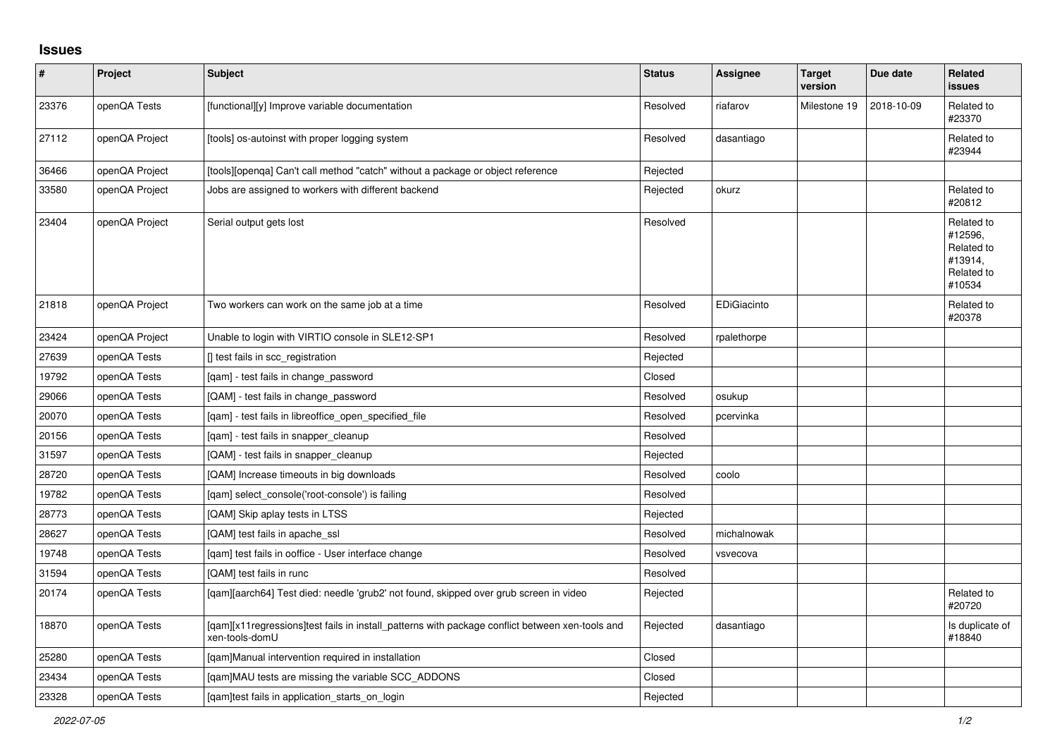## Issues

| # | Project | Subject | Status | Assignee | Target version | Due date | Related issues |
|---|---|---|---|---|---|---|---|
| 23376 | openQA Tests | [functional][y] Improve variable documentation | Resolved | riafarov | Milestone 19 | 2018-10-09 | Related to #23370 |
| 27112 | openQA Project | [tools] os-autoinst with proper logging system | Resolved | dasantiago | | | Related to #23944 |
| 36466 | openQA Project | [tools][openqa] Can't call method "catch" without a package or object reference | Rejected | | | | |
| 33580 | openQA Project | Jobs are assigned to workers with different backend | Rejected | okurz | | | Related to #20812 |
| 23404 | openQA Project | Serial output gets lost | Resolved | | | | Related to #12596, Related to #13914, Related to #10534 |
| 21818 | openQA Project | Two workers can work on the same job at a time | Resolved | EDiGiacinto | | | Related to #20378 |
| 23424 | openQA Project | Unable to login with VIRTIO console in SLE12-SP1 | Resolved | rpalethorpe | | | |
| 27639 | openQA Tests | [] test fails in scc_registration | Rejected | | | | |
| 19792 | openQA Tests | [qam] - test fails in change_password | Closed | | | | |
| 29066 | openQA Tests | [QAM] - test fails in change_password | Resolved | osukup | | | |
| 20070 | openQA Tests | [qam] - test fails in libreoffice_open_specified_file | Resolved | pcervinka | | | |
| 20156 | openQA Tests | [qam] - test fails in snapper_cleanup | Resolved | | | | |
| 31597 | openQA Tests | [QAM] - test fails in snapper_cleanup | Rejected | | | | |
| 28720 | openQA Tests | [QAM] Increase timeouts in big downloads | Resolved | coolo | | | |
| 19782 | openQA Tests | [qam] select_console('root-console') is failing | Resolved | | | | |
| 28773 | openQA Tests | [QAM] Skip aplay tests in LTSS | Rejected | | | | |
| 28627 | openQA Tests | [QAM] test fails in apache_ssl | Resolved | michalnowak | | | |
| 19748 | openQA Tests | [qam] test fails in ooffice - User interface change | Resolved | vsvecova | | | |
| 31594 | openQA Tests | [QAM] test fails in runc | Resolved | | | | |
| 20174 | openQA Tests | [qam][aarch64] Test died: needle 'grub2' not found, skipped over grub screen in video | Rejected | | | | Related to #20720 |
| 18870 | openQA Tests | [qam][x11regressions]test fails in install_patterns with package conflict between xen-tools and xen-tools-domU | Rejected | dasantiago | | | Is duplicate of #18840 |
| 25280 | openQA Tests | [qam]Manual intervention required in installation | Closed | | | | |
| 23434 | openQA Tests | [qam]MAU tests are missing the variable SCC_ADDONS | Closed | | | | |
| 23328 | openQA Tests | [qam]test fails in application_starts_on_login | Rejected | | | | |

*2022-07-05*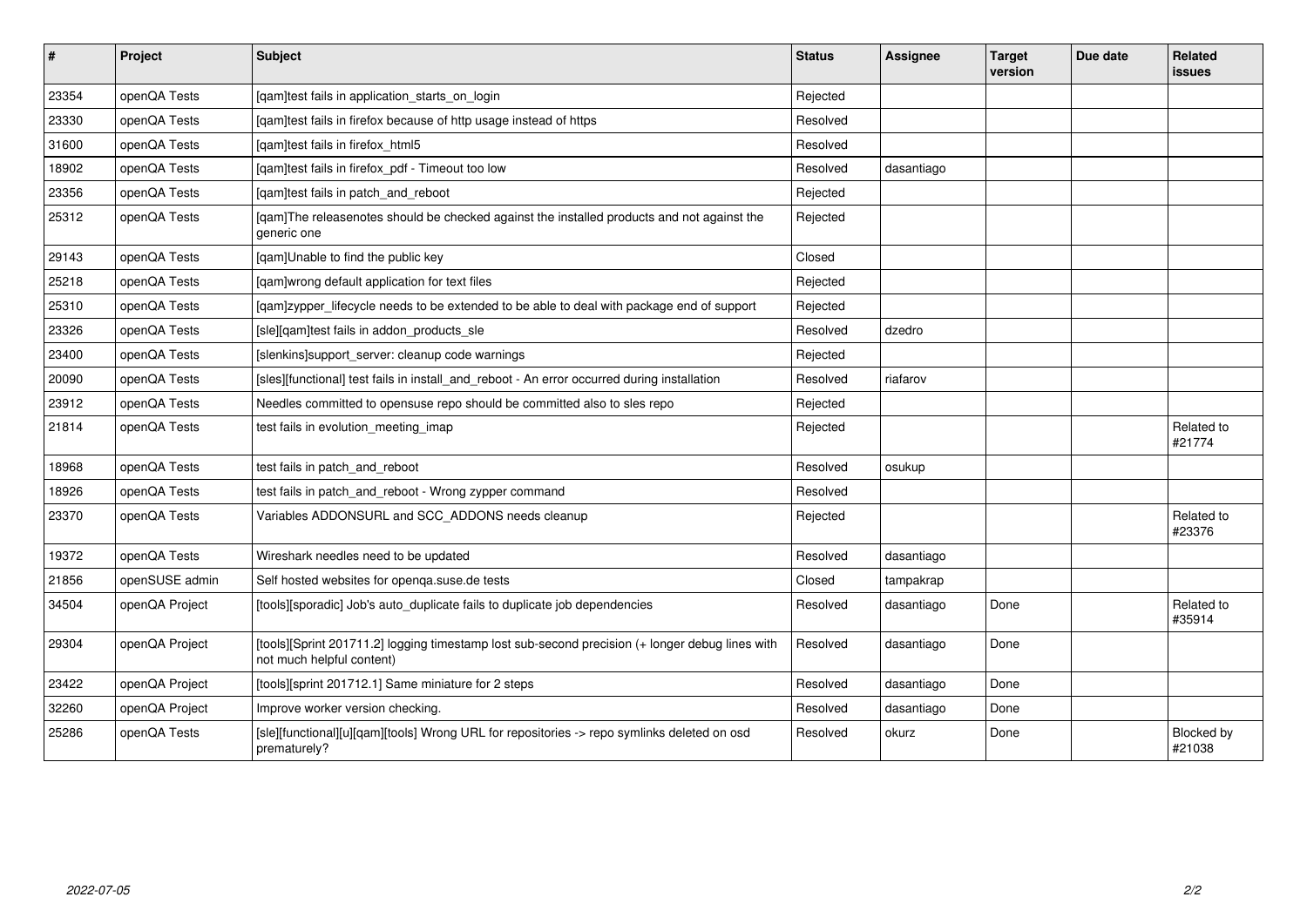| # | Project | Subject | Status | Assignee | Target version | Due date | Related issues |
|---|---|---|---|---|---|---|---|
| 23354 | openQA Tests | [qam]test fails in application_starts_on_login | Rejected | | | | |
| 23330 | openQA Tests | [qam]test fails in firefox because of http usage instead of https | Resolved | | | | |
| 31600 | openQA Tests | [qam]test fails in firefox_html5 | Resolved | | | | |
| 18902 | openQA Tests | [qam]test fails in firefox_pdf - Timeout too low | Resolved | dasantiago | | | |
| 23356 | openQA Tests | [qam]test fails in patch_and_reboot | Rejected | | | | |
| 25312 | openQA Tests | [qam]The releasenotes should be checked against the installed products and not against the generic one | Rejected | | | | |
| 29143 | openQA Tests | [qam]Unable to find the public key | Closed | | | | |
| 25218 | openQA Tests | [qam]wrong default application for text files | Rejected | | | | |
| 25310 | openQA Tests | [qam]zypper_lifecycle needs to be extended to be able to deal with package end of support | Rejected | | | | |
| 23326 | openQA Tests | [sle][qam]test fails in addon_products_sle | Resolved | dzedro | | | |
| 23400 | openQA Tests | [slenkins]support_server: cleanup code warnings | Rejected | | | | |
| 20090 | openQA Tests | [sles][functional] test fails in install_and_reboot - An error occurred during installation | Resolved | riafarov | | | |
| 23912 | openQA Tests | Needles committed to opensuse repo should be committed also to sles repo | Rejected | | | | |
| 21814 | openQA Tests | test fails in evolution_meeting_imap | Rejected | | | | Related to #21774 |
| 18968 | openQA Tests | test fails in patch_and_reboot | Resolved | osukup | | | |
| 18926 | openQA Tests | test fails in patch_and_reboot - Wrong zypper command | Resolved | | | | |
| 23370 | openQA Tests | Variables ADDONSURL and SCC_ADDONS needs cleanup | Rejected | | | | Related to #23376 |
| 19372 | openQA Tests | Wireshark needles need to be updated | Resolved | dasantiago | | | |
| 21856 | openSUSE admin | Self hosted websites for openqa.suse.de tests | Closed | tampakrap | | | |
| 34504 | openQA Project | [tools][sporadic] Job's auto_duplicate fails to duplicate job dependencies | Resolved | dasantiago | Done | | Related to #35914 |
| 29304 | openQA Project | [tools][Sprint 201711.2] logging timestamp lost sub-second precision (+ longer debug lines with not much helpful content) | Resolved | dasantiago | Done | | |
| 23422 | openQA Project | [tools][sprint 201712.1] Same miniature for 2 steps | Resolved | dasantiago | Done | | |
| 32260 | openQA Project | Improve worker version checking. | Resolved | dasantiago | Done | | |
| 25286 | openQA Tests | [sle][functional][u][qam][tools] Wrong URL for repositories -> repo symlinks deleted on osd prematurely? | Resolved | okurz | Done | | Blocked by #21038 |